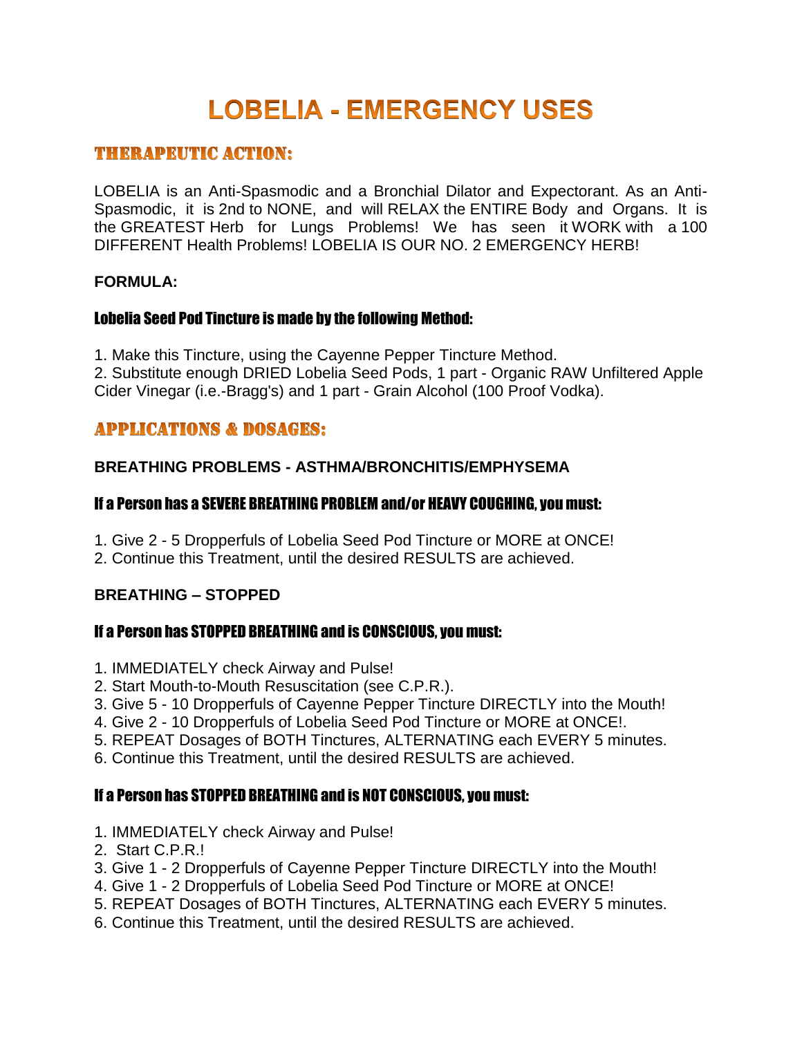# LOBELIA - EMERGENCY USES

## THERAPEUTIC ACTION:

LOBELIA is an Anti-Spasmodic and a Bronchial Dilator and Expectorant. As an Anti-Spasmodic, it is 2nd to NONE, and will RELAX the ENTIRE Body and Organs. It is the GREATEST Herb for Lungs Problems! We has seen it WORK with a 100 DIFFERENT Health Problems! LOBELIA IS OUR NO. 2 EMERGENCY HERB!

**FORMULA:**

**Lobelia Seed Pod Tincture is made by the following Method:**

1. Make this Tincture, using the Cayenne Pepper Tincture Method.
2. Substitute enough DRIED Lobelia Seed Pods, 1 part - Organic RAW Unfiltered Apple Cider Vinegar (i.e.-Bragg's) and 1 part - Grain Alcohol (100 Proof Vodka).

## APPLICATIONS & DOSAGES:

**BREATHING PROBLEMS - ASTHMA/BRONCHITIS/EMPHYSEMA**

**If a Person has a SEVERE BREATHING PROBLEM and/or HEAVY COUGHING, you must:**

1. Give 2 - 5 Dropperfuls of Lobelia Seed Pod Tincture or MORE at ONCE!
2. Continue this Treatment, until the desired RESULTS are achieved.

**BREATHING – STOPPED**

**If a Person has STOPPED BREATHING and is CONSCIOUS, you must:**

1. IMMEDIATELY check Airway and Pulse!
2. Start Mouth-to-Mouth Resuscitation (see C.P.R.).
3. Give 5 - 10 Dropperfuls of Cayenne Pepper Tincture DIRECTLY into the Mouth!
4. Give 2 - 10 Dropperfuls of Lobelia Seed Pod Tincture or MORE at ONCE!.
5. REPEAT Dosages of BOTH Tinctures, ALTERNATING each EVERY 5 minutes.
6. Continue this Treatment, until the desired RESULTS are achieved.

**If a Person has STOPPED BREATHING and is NOT CONSCIOUS, you must:**

1. IMMEDIATELY check Airway and Pulse!
2. Start C.P.R.!
3. Give 1 - 2 Dropperfuls of Cayenne Pepper Tincture DIRECTLY into the Mouth!
4. Give 1 - 2 Dropperfuls of Lobelia Seed Pod Tincture or MORE at ONCE!
5. REPEAT Dosages of BOTH Tinctures, ALTERNATING each EVERY 5 minutes.
6. Continue this Treatment, until the desired RESULTS are achieved.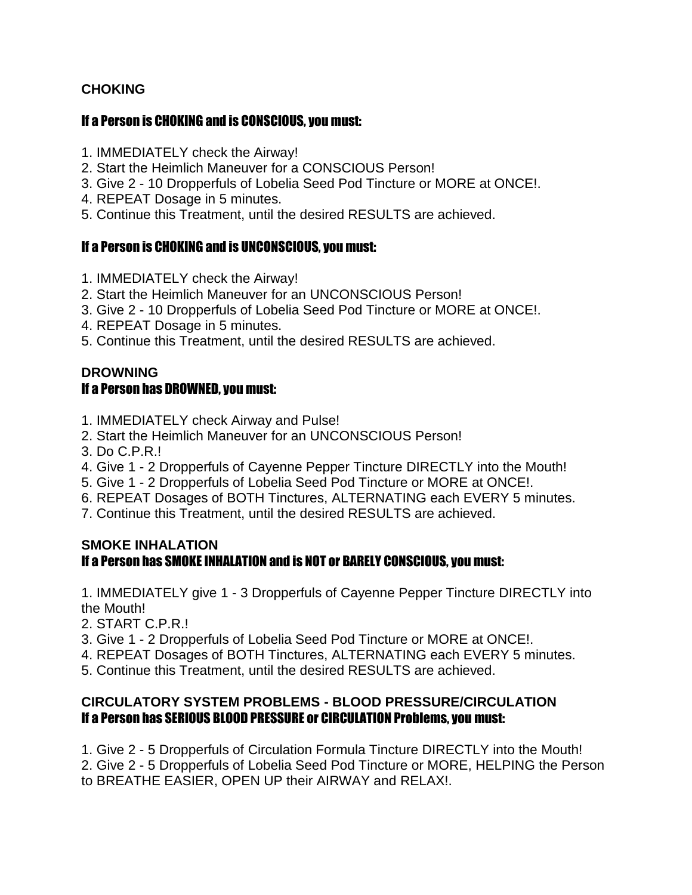**CHOKING**

### If a Person is CHOKING and is CONSCIOUS, you must:

1. IMMEDIATELY check the Airway!
2. Start the Heimlich Maneuver for a CONSCIOUS Person!
3. Give 2 - 10 Dropperfuls of Lobelia Seed Pod Tincture or MORE at ONCE!.
4. REPEAT Dosage in 5 minutes.
5. Continue this Treatment, until the desired RESULTS are achieved.

### If a Person is CHOKING and is UNCONSCIOUS, you must:

1. IMMEDIATELY check the Airway!
2. Start the Heimlich Maneuver for an UNCONSCIOUS Person!
3. Give 2 - 10 Dropperfuls of Lobelia Seed Pod Tincture or MORE at ONCE!.
4. REPEAT Dosage in 5 minutes.
5. Continue this Treatment, until the desired RESULTS are achieved.

**DROWNING**

### If a Person has DROWNED, you must:

1. IMMEDIATELY check Airway and Pulse!
2. Start the Heimlich Maneuver for an UNCONSCIOUS Person!
3. Do C.P.R.!
4. Give 1 - 2 Dropperfuls of Cayenne Pepper Tincture DIRECTLY into the Mouth!
5. Give 1 - 2 Dropperfuls of Lobelia Seed Pod Tincture or MORE at ONCE!.
6. REPEAT Dosages of BOTH Tinctures, ALTERNATING each EVERY 5 minutes.
7. Continue this Treatment, until the desired RESULTS are achieved.

**SMOKE INHALATION**

### If a Person has SMOKE INHALATION and is NOT or BARELY CONSCIOUS, you must:

1. IMMEDIATELY give 1 - 3 Dropperfuls of Cayenne Pepper Tincture DIRECTLY into the Mouth!
2. START C.P.R.!
3. Give 1 - 2 Dropperfuls of Lobelia Seed Pod Tincture or MORE at ONCE!.
4. REPEAT Dosages of BOTH Tinctures, ALTERNATING each EVERY 5 minutes.
5. Continue this Treatment, until the desired RESULTS are achieved.

**CIRCULATORY SYSTEM PROBLEMS - BLOOD PRESSURE/CIRCULATION**

### If a Person has SERIOUS BLOOD PRESSURE or CIRCULATION Problems, you must:

1. Give 2 - 5 Dropperfuls of Circulation Formula Tincture DIRECTLY into the Mouth!
2. Give 2 - 5 Dropperfuls of Lobelia Seed Pod Tincture or MORE, HELPING the Person to BREATHE EASIER, OPEN UP their AIRWAY and RELAX!.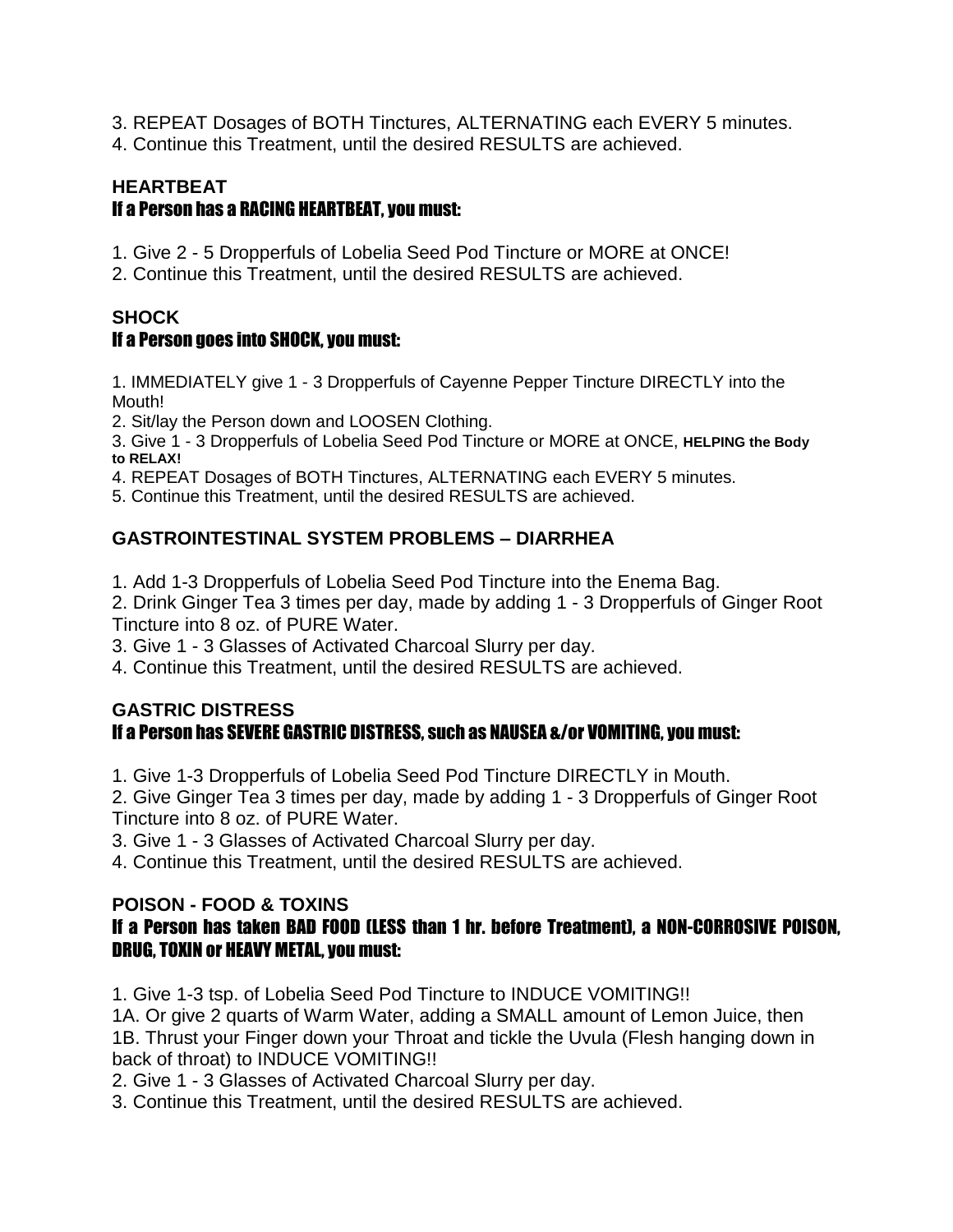3. REPEAT Dosages of BOTH Tinctures, ALTERNATING each EVERY 5 minutes.
4. Continue this Treatment, until the desired RESULTS are achieved.

### HEARTBEAT

**If a Person has a RACING HEARTBEAT, you must:**

1. Give 2 - 5 Dropperfuls of Lobelia Seed Pod Tincture or MORE at ONCE!
2. Continue this Treatment, until the desired RESULTS are achieved.

### SHOCK

**If a Person goes into SHOCK, you must:**

1. IMMEDIATELY give 1 - 3 Dropperfuls of Cayenne Pepper Tincture DIRECTLY into the Mouth!
2. Sit/lay the Person down and LOOSEN Clothing.
3. Give 1 - 3 Dropperfuls of Lobelia Seed Pod Tincture or MORE at ONCE, **HELPING the Body to RELAX!**
4. REPEAT Dosages of BOTH Tinctures, ALTERNATING each EVERY 5 minutes.
5. Continue this Treatment, until the desired RESULTS are achieved.

### GASTROINTESTINAL SYSTEM PROBLEMS – DIARRHEA

1. Add 1-3 Dropperfuls of Lobelia Seed Pod Tincture into the Enema Bag.
2. Drink Ginger Tea 3 times per day, made by adding 1 - 3 Dropperfuls of Ginger Root Tincture into 8 oz. of PURE Water.
3. Give 1 - 3 Glasses of Activated Charcoal Slurry per day.
4. Continue this Treatment, until the desired RESULTS are achieved.

### GASTRIC DISTRESS

**If a Person has SEVERE GASTRIC DISTRESS, such as NAUSEA &/or VOMITING, you must:**

1. Give 1-3 Dropperfuls of Lobelia Seed Pod Tincture DIRECTLY in Mouth.
2. Give Ginger Tea 3 times per day, made by adding 1 - 3 Dropperfuls of Ginger Root Tincture into 8 oz. of PURE Water.
3. Give 1 - 3 Glasses of Activated Charcoal Slurry per day.
4. Continue this Treatment, until the desired RESULTS are achieved.

### POISON - FOOD & TOXINS

**If a Person has taken BAD FOOD (LESS than 1 hr. before Treatment), a NON-CORROSIVE POISON, DRUG, TOXIN or HEAVY METAL, you must:**

1. Give 1-3 tsp. of Lobelia Seed Pod Tincture to INDUCE VOMITING!!
1A. Or give 2 quarts of Warm Water, adding a SMALL amount of Lemon Juice, then
1B. Thrust your Finger down your Throat and tickle the Uvula (Flesh hanging down in back of throat) to INDUCE VOMITING!!
2. Give 1 - 3 Glasses of Activated Charcoal Slurry per day.
3. Continue this Treatment, until the desired RESULTS are achieved.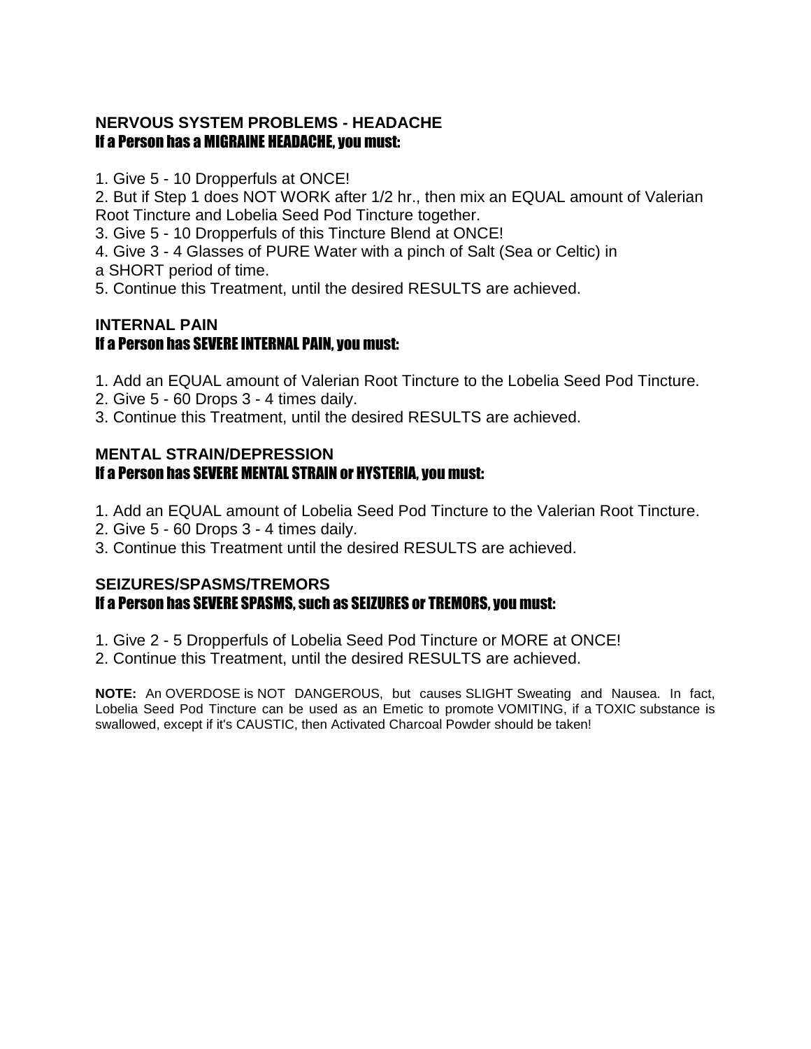**NERVOUS SYSTEM PROBLEMS - HEADACHE**
**If a Person has a MIGRAINE HEADACHE, you must:**

1. Give 5 - 10 Dropperfuls at ONCE!
2. But if Step 1 does NOT WORK after 1/2 hr., then mix an EQUAL amount of Valerian Root Tincture and Lobelia Seed Pod Tincture together.
3. Give 5 - 10 Dropperfuls of this Tincture Blend at ONCE!
4. Give 3 - 4 Glasses of PURE Water with a pinch of Salt (Sea or Celtic) in a SHORT period of time.
5. Continue this Treatment, until the desired RESULTS are achieved.

**INTERNAL PAIN**
**If a Person has SEVERE INTERNAL PAIN, you must:**

1. Add an EQUAL amount of Valerian Root Tincture to the Lobelia Seed Pod Tincture.
2. Give 5 - 60 Drops 3 - 4 times daily.
3. Continue this Treatment, until the desired RESULTS are achieved.

**MENTAL STRAIN/DEPRESSION**
**If a Person has SEVERE MENTAL STRAIN or HYSTERIA, you must:**

1. Add an EQUAL amount of Lobelia Seed Pod Tincture to the Valerian Root Tincture.
2. Give 5 - 60 Drops 3 - 4 times daily.
3. Continue this Treatment until the desired RESULTS are achieved.

**SEIZURES/SPASMS/TREMORS**
**If a Person has SEVERE SPASMS, such as SEIZURES or TREMORS, you must:**

1. Give 2 - 5 Dropperfuls of Lobelia Seed Pod Tincture or MORE at ONCE!
2. Continue this Treatment, until the desired RESULTS are achieved.

**NOTE:** An OVERDOSE is NOT DANGEROUS, but causes SLIGHT Sweating and Nausea. In fact, Lobelia Seed Pod Tincture can be used as an Emetic to promote VOMITING, if a TOXIC substance is swallowed, except if it's CAUSTIC, then Activated Charcoal Powder should be taken!